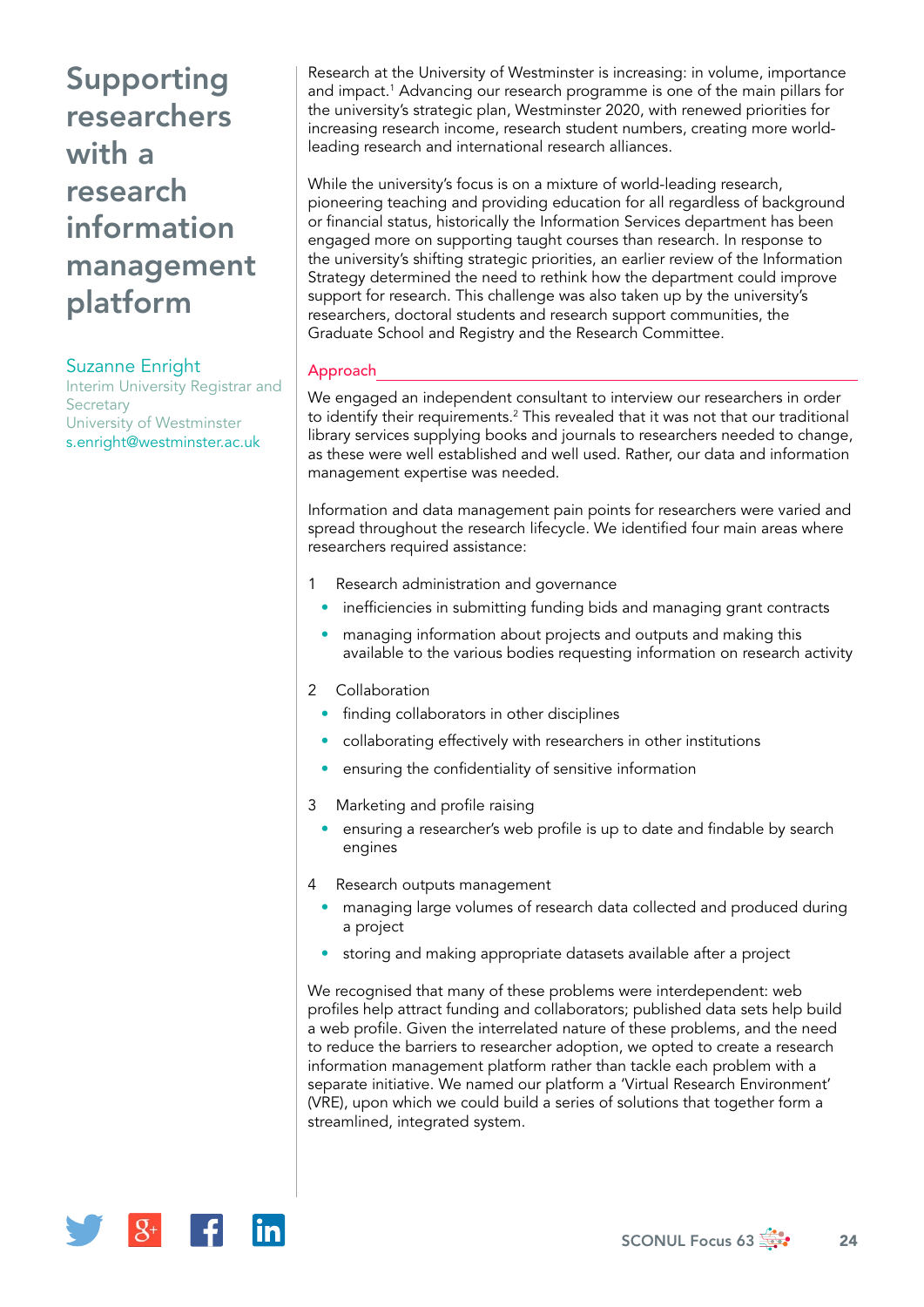# Supporting researchers with a research information management platform

Suzanne Enright
Interim University Registrar and Secretary
University of Westminster
s.enright@westminster.ac.uk

Research at the University of Westminster is increasing: in volume, importance and impact.[1] Advancing our research programme is one of the main pillars for the university's strategic plan, Westminster 2020, with renewed priorities for increasing research income, research student numbers, creating more world-leading research and international research alliances.

While the university's focus is on a mixture of world-leading research, pioneering teaching and providing education for all regardless of background or financial status, historically the Information Services department has been engaged more on supporting taught courses than research. In response to the university's shifting strategic priorities, an earlier review of the Information Strategy determined the need to rethink how the department could improve support for research. This challenge was also taken up by the university's researchers, doctoral students and research support communities, the Graduate School and Registry and the Research Committee.

## Approach

We engaged an independent consultant to interview our researchers in order to identify their requirements.[2] This revealed that it was not that our traditional library services supplying books and journals to researchers needed to change, as these were well established and well used. Rather, our data and information management expertise was needed.

Information and data management pain points for researchers were varied and spread throughout the research lifecycle. We identified four main areas where researchers required assistance:

1. Research administration and governance
   - inefficiencies in submitting funding bids and managing grant contracts
   - managing information about projects and outputs and making this available to the various bodies requesting information on research activity
2. Collaboration
   - finding collaborators in other disciplines
   - collaborating effectively with researchers in other institutions
   - ensuring the confidentiality of sensitive information
3. Marketing and profile raising
   - ensuring a researcher's web profile is up to date and findable by search engines
4. Research outputs management
   - managing large volumes of research data collected and produced during a project
   - storing and making appropriate datasets available after a project

We recognised that many of these problems were interdependent: web profiles help attract funding and collaborators; published data sets help build a web profile. Given the interrelated nature of these problems, and the need to reduce the barriers to researcher adoption, we opted to create a research information management platform rather than tackle each problem with a separate initiative. We named our platform a 'Virtual Research Environment' (VRE), upon which we could build a series of solutions that together form a streamlined, integrated system.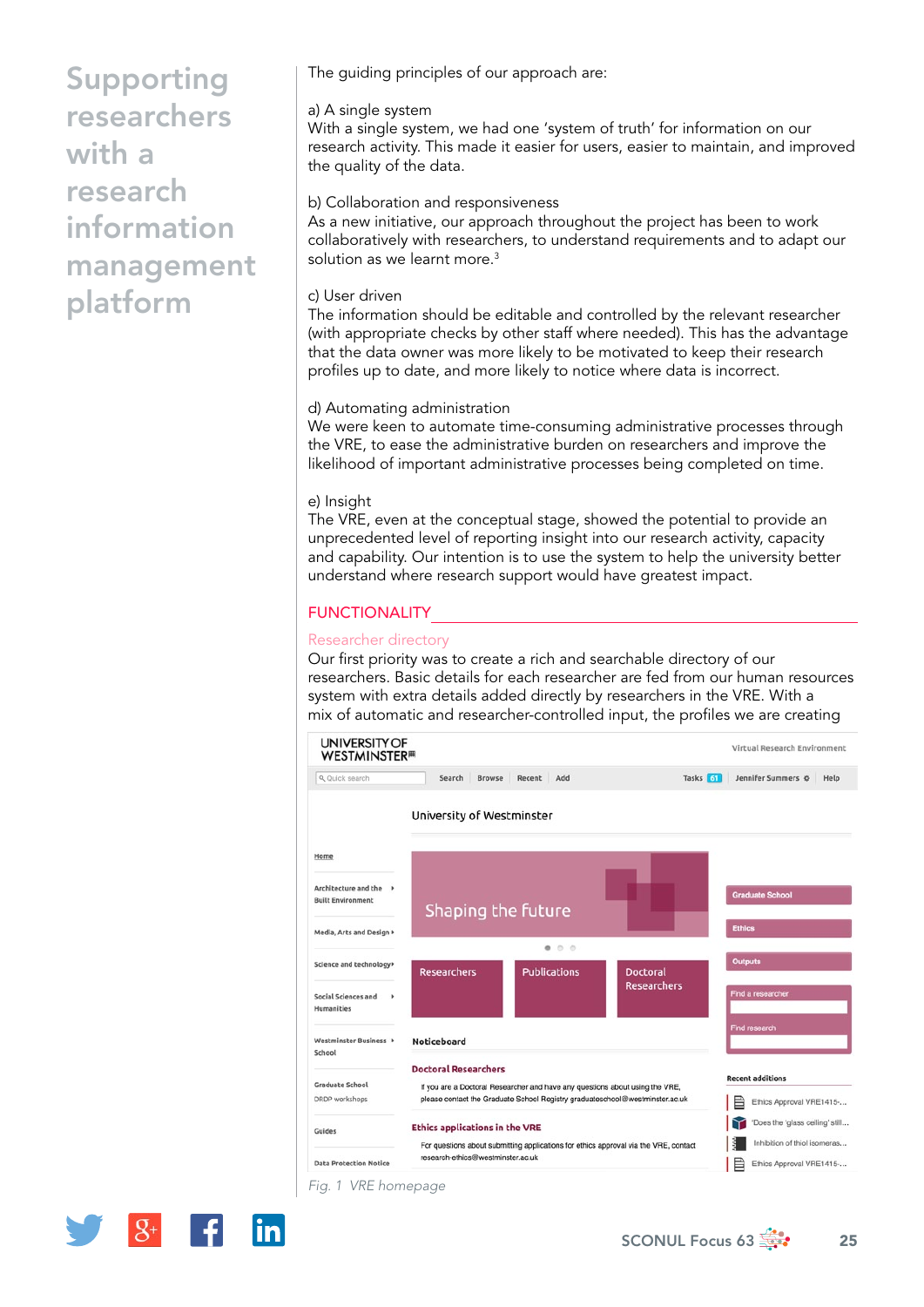# Supporting researchers with a research information management platform

The guiding principles of our approach are:

a) A single system
With a single system, we had one 'system of truth' for information on our research activity. This made it easier for users, easier to maintain, and improved the quality of the data.

b) Collaboration and responsiveness
As a new initiative, our approach throughout the project has been to work collaboratively with researchers, to understand requirements and to adapt our solution as we learnt more.[3]

c) User driven
The information should be editable and controlled by the relevant researcher (with appropriate checks by other staff where needed). This has the advantage that the data owner was more likely to be motivated to keep their research profiles up to date, and more likely to notice where data is incorrect.

d) Automating administration
We were keen to automate time-consuming administrative processes through the VRE, to ease the administrative burden on researchers and improve the likelihood of important administrative processes being completed on time.

e) Insight
The VRE, even at the conceptual stage, showed the potential to provide an unprecedented level of reporting insight into our research activity, capacity and capability. Our intention is to use the system to help the university better understand where research support would have greatest impact.

## FUNCTIONALITY

### Researcher directory

Our first priority was to create a rich and searchable directory of our researchers. Basic details for each researcher are fed from our human resources system with extra details added directly by researchers in the VRE. With a mix of automatic and researcher-controlled input, the profiles we are creating

*Fig. 1 VRE homepage*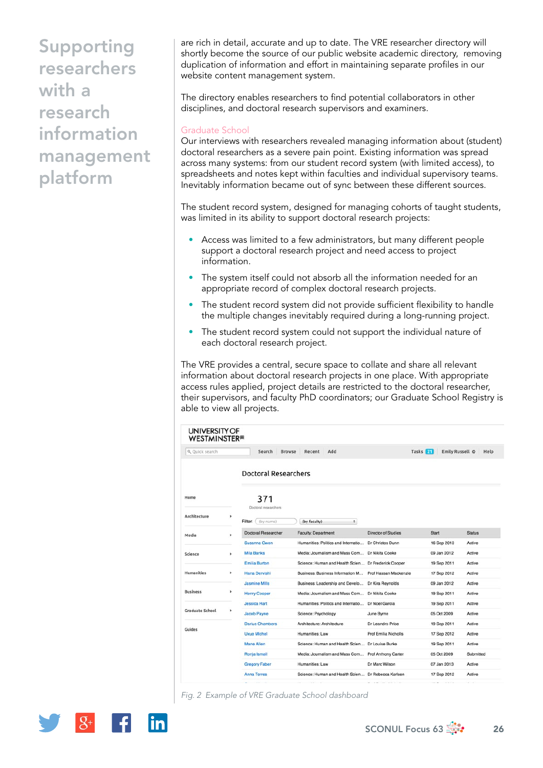are rich in detail, accurate and up to date. The VRE researcher directory will shortly become the source of our public website academic directory, removing duplication of information and effort in maintaining separate profiles in our website content management system.

The directory enables researchers to find potential collaborators in other disciplines, and doctoral research supervisors and examiners.

### Graduate School

Our interviews with researchers revealed managing information about (student) doctoral researchers as a severe pain point. Existing information was spread across many systems: from our student record system (with limited access), to spreadsheets and notes kept within faculties and individual supervisory teams. Inevitably information became out of sync between these different sources.

The student record system, designed for managing cohorts of taught students, was limited in its ability to support doctoral research projects:

- Access was limited to a few administrators, but many different people support a doctoral research project and need access to project information.
- The system itself could not absorb all the information needed for an appropriate record of complex doctoral research projects.
- The student record system did not provide sufficient flexibility to handle the multiple changes inevitably required during a long-running project.
- The student record system could not support the individual nature of each doctoral research project.

The VRE provides a central, secure space to collate and share all relevant information about doctoral research projects in one place. With appropriate access rules applied, project details are restricted to the doctoral researcher, their supervisors, and faculty PhD coordinators; our Graduate School Registry is able to view all projects.

*Fig. 2 Example of VRE Graduate School dashboard*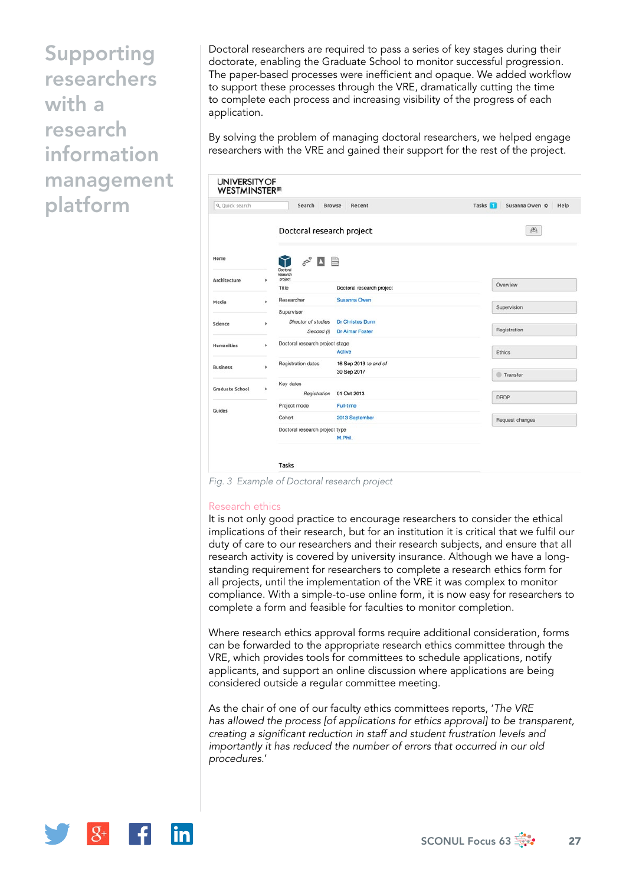# Supporting researchers with a research information management platform

Doctoral researchers are required to pass a series of key stages during their doctorate, enabling the Graduate School to monitor successful progression. The paper-based processes were inefficient and opaque. We added workflow to support these processes through the VRE, dramatically cutting the time to complete each process and increasing visibility of the progress of each application.

By solving the problem of managing doctoral researchers, we helped engage researchers with the VRE and gained their support for the rest of the project.

UNIVERSITY OF WESTMINSTER

Quick search | Search | Browse | Recent | Tasks 1 | Susanna Owen | Help

Doctoral research project

Home
Architecture
Media
Science
Humanities
Business
Graduate School
Guides

Doctoral research project

| | |
|---|---|
| Title | Doctoral research project |
| Researcher | Susanna Owen |
| Supervisor | |
| *Director of studies* | Dr Christos Dunn |
| *Second (i)* | Dr Aimar Foster |
| Doctoral research project stage | Active |
| Registration dates | 16 Sep 2013 *to end of* 30 Sep 2017 |
| Key dates | |
| *Registration* | 01 Oct 2013 |
| Project mode | Full-time |
| Cohort | 2013 September |
| Doctoral research project type | M.Phil. |

Overview
Supervision
Registration
Ethics
Transfer
DROP
Request changes

Tasks

*Fig. 3 Example of Doctoral research project*

## Research ethics

It is not only good practice to encourage researchers to consider the ethical implications of their research, but for an institution it is critical that we fulfil our duty of care to our researchers and their research subjects, and ensure that all research activity is covered by university insurance. Although we have a long-standing requirement for researchers to complete a research ethics form for all projects, until the implementation of the VRE it was complex to monitor compliance. With a simple-to-use online form, it is now easy for researchers to complete a form and feasible for faculties to monitor completion.

Where research ethics approval forms require additional consideration, forms can be forwarded to the appropriate research ethics committee through the VRE, which provides tools for committees to schedule applications, notify applicants, and support an online discussion where applications are being considered outside a regular committee meeting.

As the chair of one of our faculty ethics committees reports, '*The VRE has allowed the process [of applications for ethics approval] to be transparent, creating a significant reduction in staff and student frustration levels and importantly it has reduced the number of errors that occurred in our old procedures.*'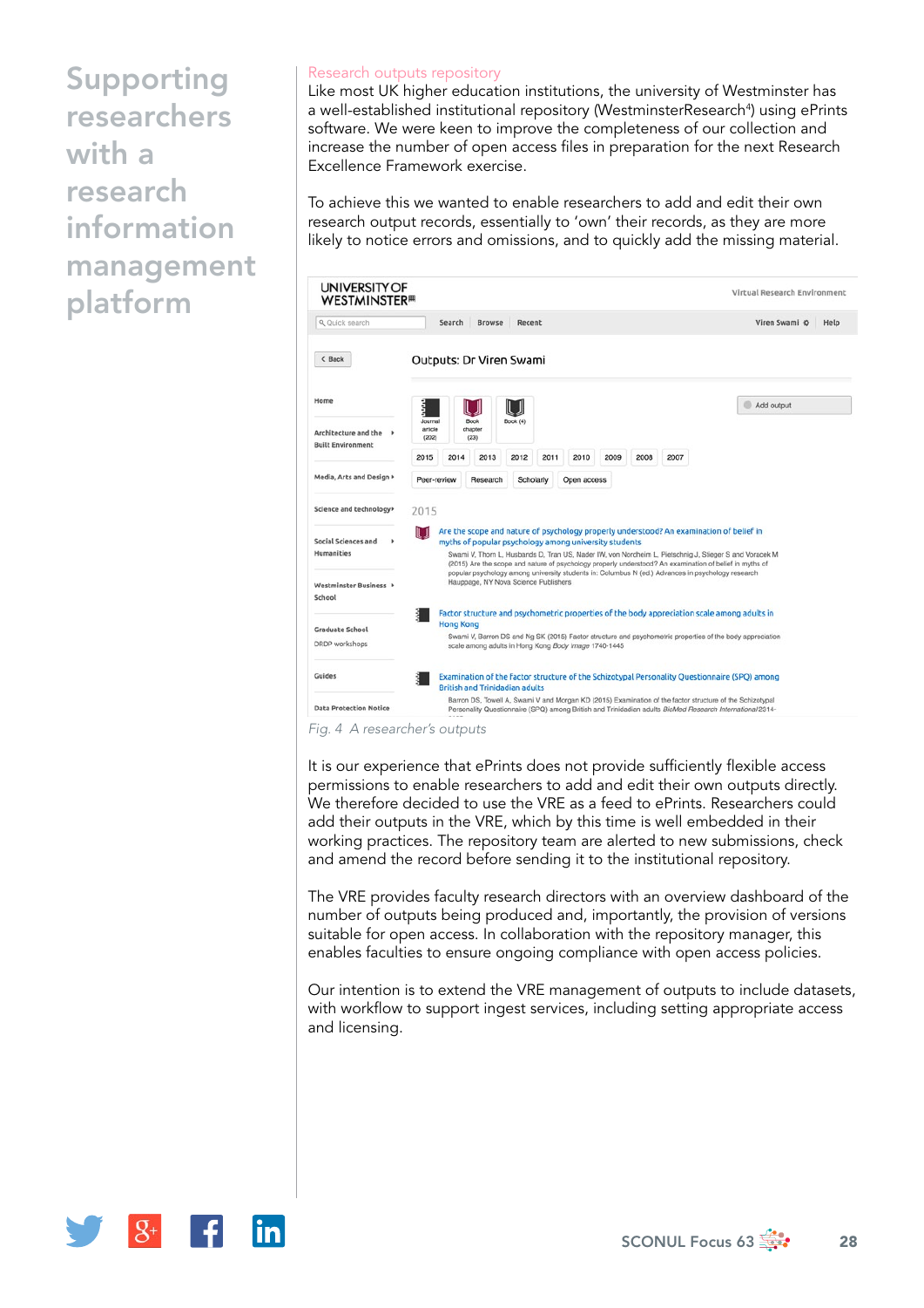# Supporting researchers with a research information management platform

## Research outputs repository

Like most UK higher education institutions, the university of Westminster has a well-established institutional repository (WestminsterResearch[4]) using ePrints software. We were keen to improve the completeness of our collection and increase the number of open access files in preparation for the next Research Excellence Framework exercise.

To achieve this we wanted to enable researchers to add and edit their own research output records, essentially to 'own' their records, as they are more likely to notice errors and omissions, and to quickly add the missing material.

Fig. 4 A researcher's outputs

It is our experience that ePrints does not provide sufficiently flexible access permissions to enable researchers to add and edit their own outputs directly. We therefore decided to use the VRE as a feed to ePrints. Researchers could add their outputs in the VRE, which by this time is well embedded in their working practices. The repository team are alerted to new submissions, check and amend the record before sending it to the institutional repository.

The VRE provides faculty research directors with an overview dashboard of the number of outputs being produced and, importantly, the provision of versions suitable for open access. In collaboration with the repository manager, this enables faculties to ensure ongoing compliance with open access policies.

Our intention is to extend the VRE management of outputs to include datasets, with workflow to support ingest services, including setting appropriate access and licensing.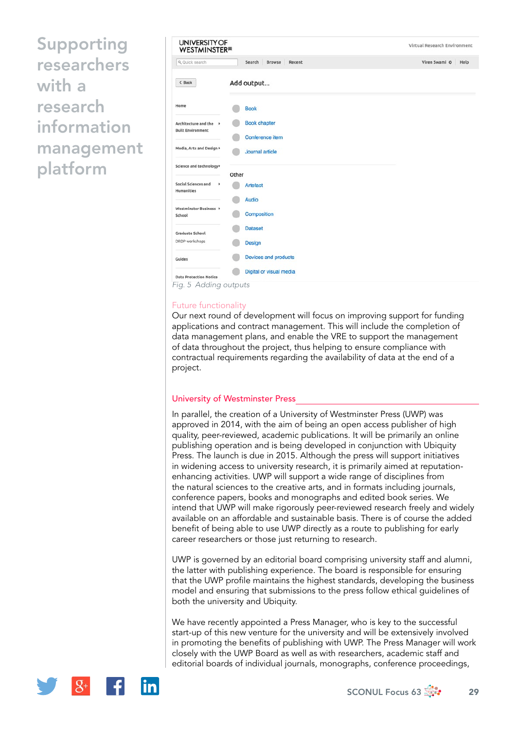# Supporting researchers with a research information management platform

Fig. 5 Adding outputs

### Future functionality

Our next round of development will focus on improving support for funding applications and contract management. This will include the completion of data management plans, and enable the VRE to support the management of data throughout the project, thus helping to ensure compliance with contractual requirements regarding the availability of data at the end of a project.

## University of Westminster Press

In parallel, the creation of a University of Westminster Press (UWP) was approved in 2014, with the aim of being an open access publisher of high quality, peer-reviewed, academic publications. It will be primarily an online publishing operation and is being developed in conjunction with Ubiquity Press. The launch is due in 2015. Although the press will support initiatives in widening access to university research, it is primarily aimed at reputation-enhancing activities. UWP will support a wide range of disciplines from the natural sciences to the creative arts, and in formats including journals, conference papers, books and monographs and edited book series. We intend that UWP will make rigorously peer-reviewed research freely and widely available on an affordable and sustainable basis. There is of course the added benefit of being able to use UWP directly as a route to publishing for early career researchers or those just returning to research.

UWP is governed by an editorial board comprising university staff and alumni, the latter with publishing experience. The board is responsible for ensuring that the UWP profile maintains the highest standards, developing the business model and ensuring that submissions to the press follow ethical guidelines of both the university and Ubiquity.

We have recently appointed a Press Manager, who is key to the successful start-up of this new venture for the university and will be extensively involved in promoting the benefits of publishing with UWP. The Press Manager will work closely with the UWP Board as well as with researchers, academic staff and editorial boards of individual journals, monographs, conference proceedings,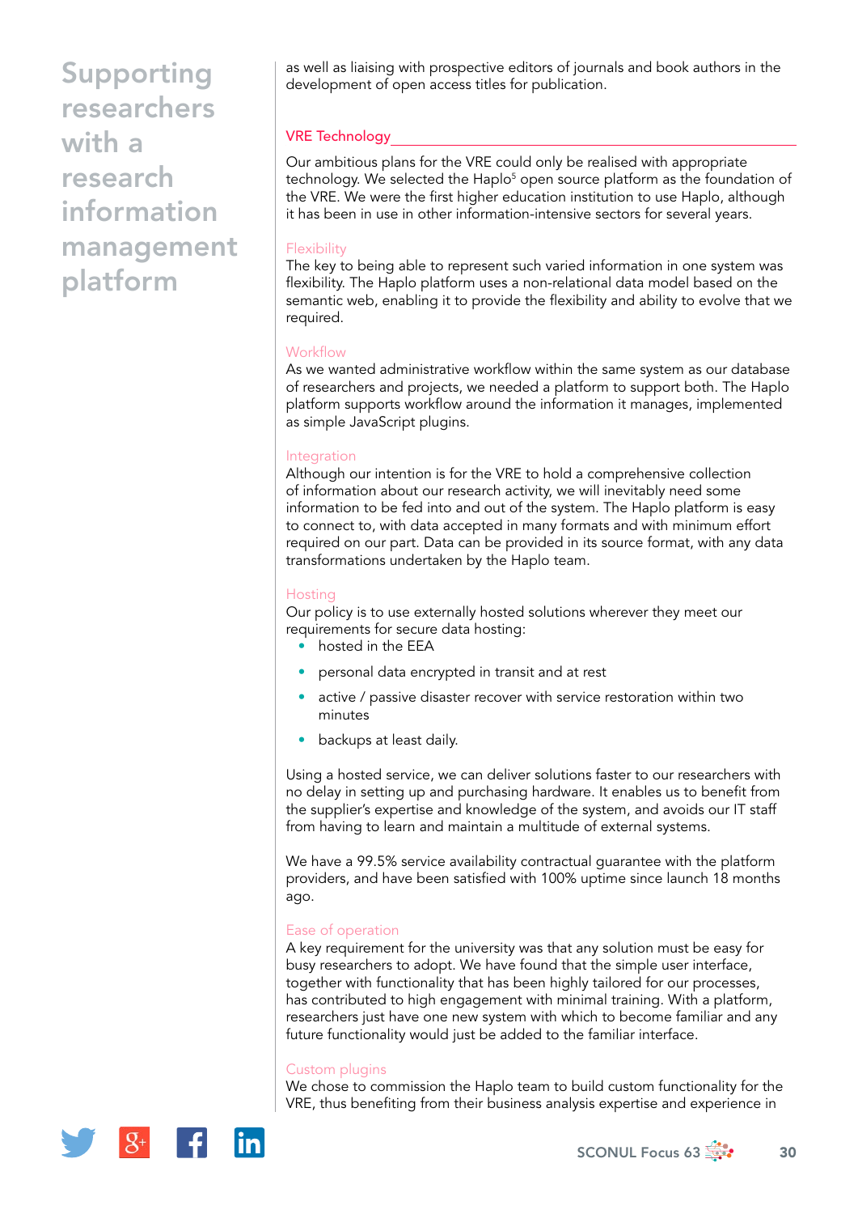as well as liaising with prospective editors of journals and book authors in the development of open access titles for publication.

## VRE Technology

Our ambitious plans for the VRE could only be realised with appropriate technology. We selected the Haplo[5] open source platform as the foundation of the VRE. We were the first higher education institution to use Haplo, although it has been in use in other information-intensive sectors for several years.

### Flexibility

The key to being able to represent such varied information in one system was flexibility. The Haplo platform uses a non-relational data model based on the semantic web, enabling it to provide the flexibility and ability to evolve that we required.

### Workflow

As we wanted administrative workflow within the same system as our database of researchers and projects, we needed a platform to support both. The Haplo platform supports workflow around the information it manages, implemented as simple JavaScript plugins.

### Integration

Although our intention is for the VRE to hold a comprehensive collection of information about our research activity, we will inevitably need some information to be fed into and out of the system. The Haplo platform is easy to connect to, with data accepted in many formats and with minimum effort required on our part. Data can be provided in its source format, with any data transformations undertaken by the Haplo team.

### Hosting

Our policy is to use externally hosted solutions wherever they meet our requirements for secure data hosting:

- hosted in the EEA
- personal data encrypted in transit and at rest
- active / passive disaster recover with service restoration within two minutes
- backups at least daily.

Using a hosted service, we can deliver solutions faster to our researchers with no delay in setting up and purchasing hardware. It enables us to benefit from the supplier's expertise and knowledge of the system, and avoids our IT staff from having to learn and maintain a multitude of external systems.

We have a 99.5% service availability contractual guarantee with the platform providers, and have been satisfied with 100% uptime since launch 18 months ago.

### Ease of operation

A key requirement for the university was that any solution must be easy for busy researchers to adopt. We have found that the simple user interface, together with functionality that has been highly tailored for our processes, has contributed to high engagement with minimal training. With a platform, researchers just have one new system with which to become familiar and any future functionality would just be added to the familiar interface.

### Custom plugins

We chose to commission the Haplo team to build custom functionality for the VRE, thus benefiting from their business analysis expertise and experience in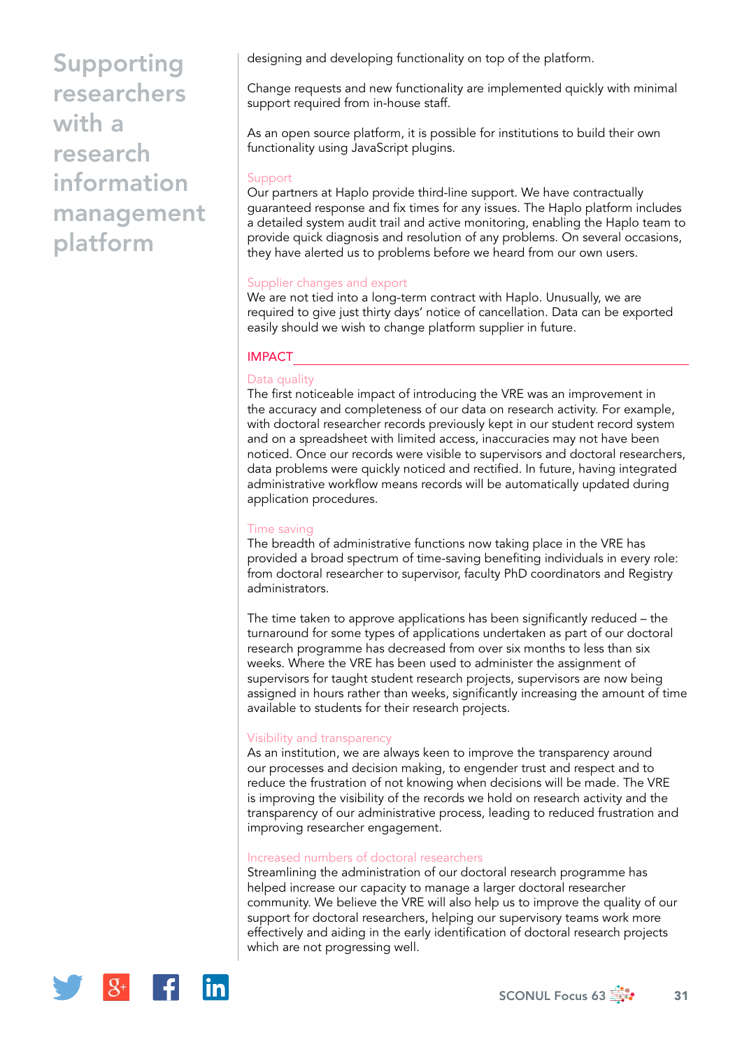designing and developing functionality on top of the platform.

Change requests and new functionality are implemented quickly with minimal support required from in-house staff.

As an open source platform, it is possible for institutions to build their own functionality using JavaScript plugins.

### Support

Our partners at Haplo provide third-line support. We have contractually guaranteed response and fix times for any issues. The Haplo platform includes a detailed system audit trail and active monitoring, enabling the Haplo team to provide quick diagnosis and resolution of any problems. On several occasions, they have alerted us to problems before we heard from our own users.

### Supplier changes and export

We are not tied into a long-term contract with Haplo. Unusually, we are required to give just thirty days' notice of cancellation. Data can be exported easily should we wish to change platform supplier in future.

## IMPACT

### Data quality

The first noticeable impact of introducing the VRE was an improvement in the accuracy and completeness of our data on research activity. For example, with doctoral researcher records previously kept in our student record system and on a spreadsheet with limited access, inaccuracies may not have been noticed. Once our records were visible to supervisors and doctoral researchers, data problems were quickly noticed and rectified. In future, having integrated administrative workflow means records will be automatically updated during application procedures.

### Time saving

The breadth of administrative functions now taking place in the VRE has provided a broad spectrum of time-saving benefiting individuals in every role: from doctoral researcher to supervisor, faculty PhD coordinators and Registry administrators.

The time taken to approve applications has been significantly reduced – the turnaround for some types of applications undertaken as part of our doctoral research programme has decreased from over six months to less than six weeks. Where the VRE has been used to administer the assignment of supervisors for taught student research projects, supervisors are now being assigned in hours rather than weeks, significantly increasing the amount of time available to students for their research projects.

### Visibility and transparency

As an institution, we are always keen to improve the transparency around our processes and decision making, to engender trust and respect and to reduce the frustration of not knowing when decisions will be made. The VRE is improving the visibility of the records we hold on research activity and the transparency of our administrative process, leading to reduced frustration and improving researcher engagement.

### Increased numbers of doctoral researchers

Streamlining the administration of our doctoral research programme has helped increase our capacity to manage a larger doctoral researcher community. We believe the VRE will also help us to improve the quality of our support for doctoral researchers, helping our supervisory teams work more effectively and aiding in the early identification of doctoral research projects which are not progressing well.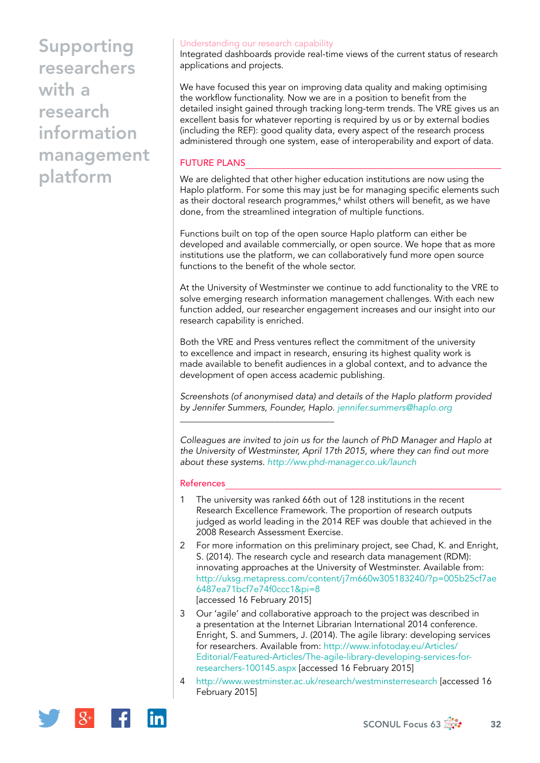# Supporting researchers with a research information management platform

### Understanding our research capability

Integrated dashboards provide real-time views of the current status of research applications and projects.

We have focused this year on improving data quality and making optimising the workflow functionality. Now we are in a position to benefit from the detailed insight gained through tracking long-term trends. The VRE gives us an excellent basis for whatever reporting is required by us or by external bodies (including the REF): good quality data, every aspect of the research process administered through one system, ease of interoperability and export of data.

## FUTURE PLANS

We are delighted that other higher education institutions are now using the Haplo platform. For some this may just be for managing specific elements such as their doctoral research programmes,[6] whilst others will benefit, as we have done, from the streamlined integration of multiple functions.

Functions built on top of the open source Haplo platform can either be developed and available commercially, or open source. We hope that as more institutions use the platform, we can collaboratively fund more open source functions to the benefit of the whole sector.

At the University of Westminster we continue to add functionality to the VRE to solve emerging research information management challenges. With each new function added, our researcher engagement increases and our insight into our research capability is enriched.

Both the VRE and Press ventures reflect the commitment of the university to excellence and impact in research, ensuring its highest quality work is made available to benefit audiences in a global context, and to advance the development of open access academic publishing.

*Screenshots (of anonymised data) and details of the Haplo platform provided by Jennifer Summers, Founder, Haplo.* jennifer.summers@haplo.org

---

*Colleagues are invited to join us for the launch of PhD Manager and Haplo at the University of Westminster, April 17th 2015, where they can find out more about these systems.* http://ww.phd-manager.co.uk/launch

## References

1. The university was ranked 66th out of 128 institutions in the recent Research Excellence Framework. The proportion of research outputs judged as world leading in the 2014 REF was double that achieved in the 2008 Research Assessment Exercise.
2. For more information on this preliminary project, see Chad, K. and Enright, S. (2014). The research cycle and research data management (RDM): innovating approaches at the University of Westminster. Available from: http://uksg.metapress.com/content/j7m660w305183240/?p=005b25cf7ae6487ea71bcf7e74f0ccc1&pi=8 [accessed 16 February 2015]
3. Our 'agile' and collaborative approach to the project was described in a presentation at the Internet Librarian International 2014 conference. Enright, S. and Summers, J. (2014). The agile library: developing services for researchers. Available from: http://www.infotoday.eu/Articles/Editorial/Featured-Articles/The-agile-library-developing-services-for-researchers-100145.aspx [accessed 16 February 2015]
4. http://www.westminster.ac.uk/research/westminsterresearch [accessed 16 February 2015]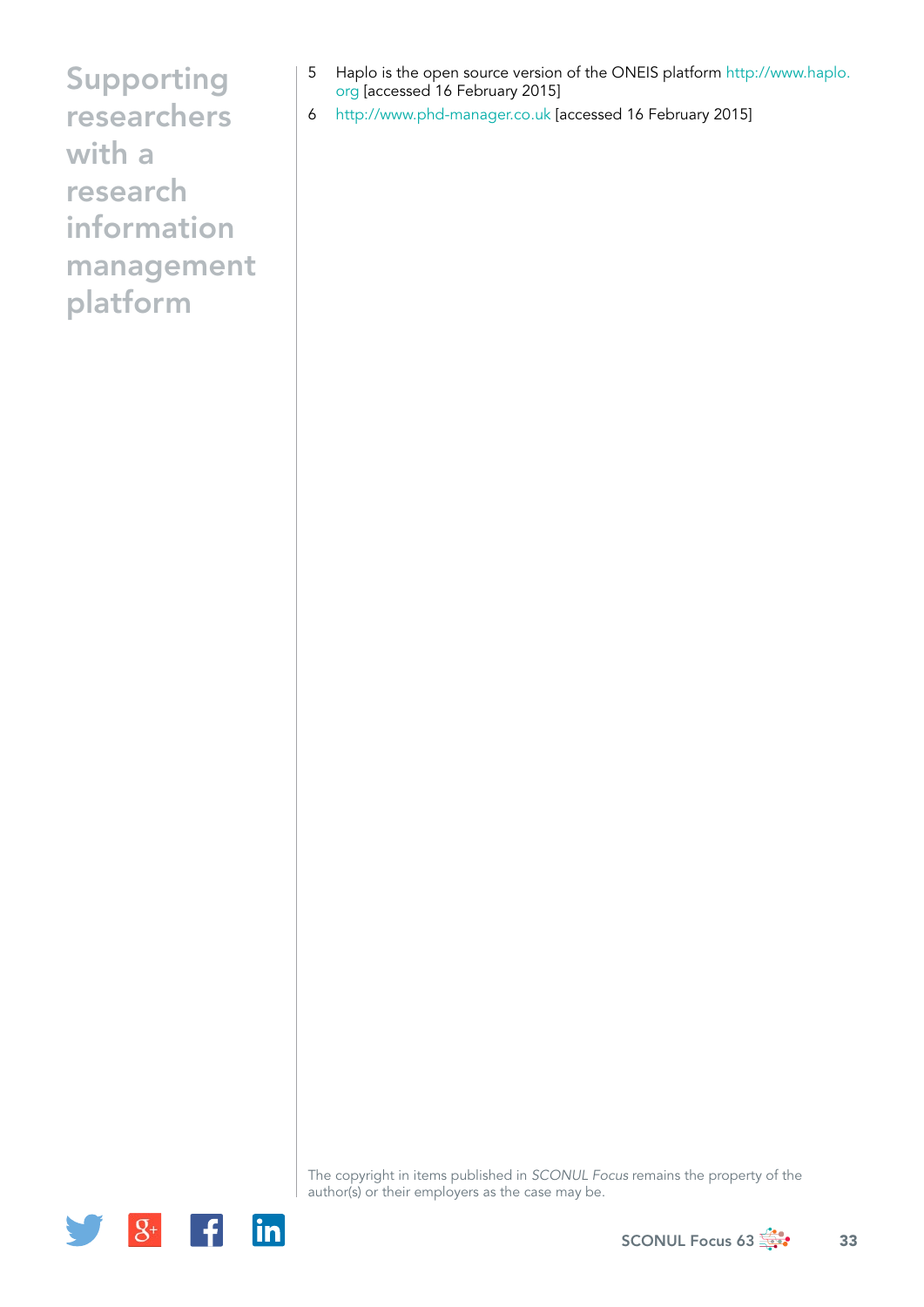5 Haplo is the open source version of the ONEIS platform http://www.haplo.org [accessed 16 February 2015]

6 http://www.phd-manager.co.uk [accessed 16 February 2015]

The copyright in items published in *SCONUL Focus* remains the property of the author(s) or their employers as the case may be.